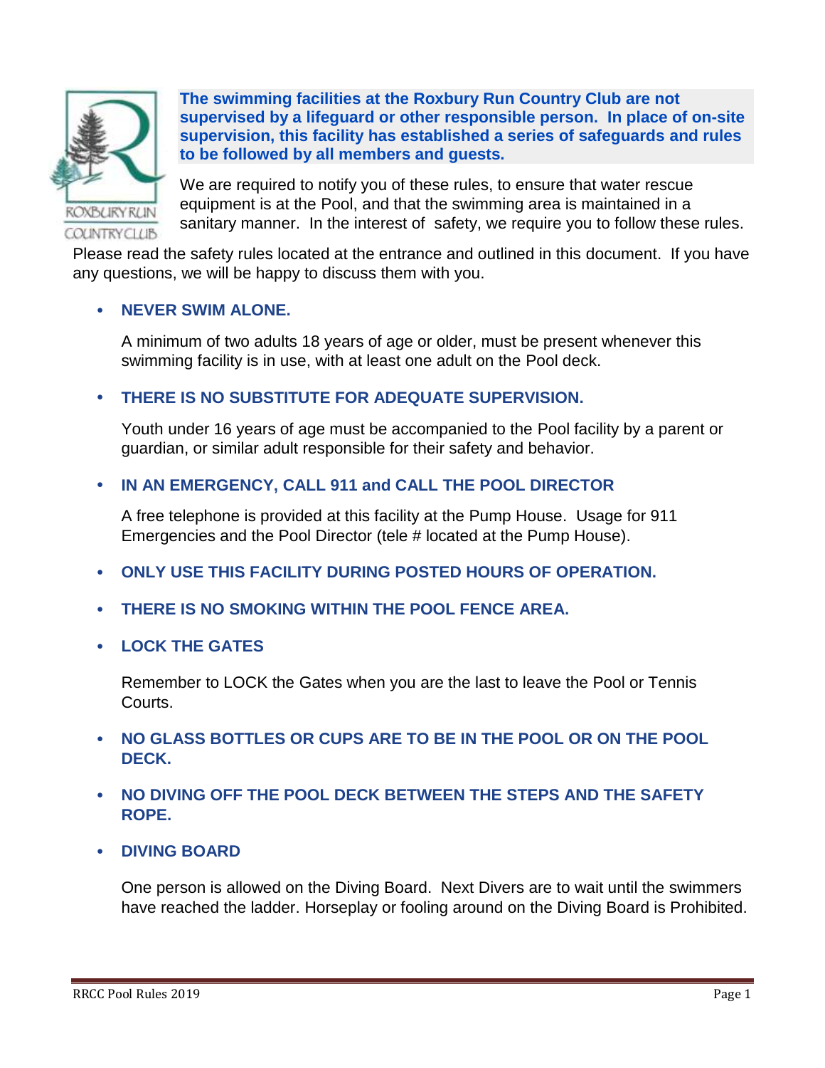**The swimming facilities at the Roxbury Run Country Club are not supervised by a lifeguard or other responsible person. In place of on-site supervision, this facility has established a series of safeguards and rules to be followed by all members and guests.**

We are required to notify you of these rules, to ensure that water rescue equipment is at the Pool, and that the swimming area is maintained in a sanitary manner. In the interest of safety, we require you to follow these rules.

Please read the safety rules located at the entrance and outlined in this document. If you have any questions, we will be happy to discuss them with you.

- **NEVER SWIM ALONE.**

  A minimum of two adults 18 years of age or older, must be present whenever this swimming facility is in use, with at least one adult on the Pool deck.

- **THERE IS NO SUBSTITUTE FOR ADEQUATE SUPERVISION.**

  Youth under 16 years of age must be accompanied to the Pool facility by a parent or guardian, or similar adult responsible for their safety and behavior.

- **IN AN EMERGENCY, CALL 911 and CALL THE POOL DIRECTOR**

  A free telephone is provided at this facility at the Pump House. Usage for 911 Emergencies and the Pool Director (tele # located at the Pump House).

- **ONLY USE THIS FACILITY DURING POSTED HOURS OF OPERATION.**

- **THERE IS NO SMOKING WITHIN THE POOL FENCE AREA.**

- **LOCK THE GATES**

  Remember to LOCK the Gates when you are the last to leave the Pool or Tennis Courts.

- **NO GLASS BOTTLES OR CUPS ARE TO BE IN THE POOL OR ON THE POOL DECK.**

- **NO DIVING OFF THE POOL DECK BETWEEN THE STEPS AND THE SAFETY ROPE.**

- **DIVING BOARD**

  One person is allowed on the Diving Board. Next Divers are to wait until the swimmers have reached the ladder. Horseplay or fooling around on the Diving Board is Prohibited.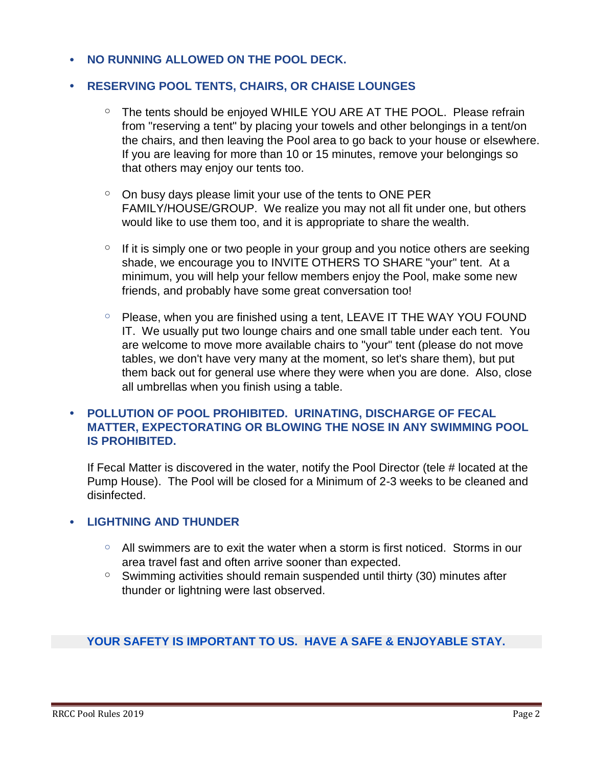- **NO RUNNING ALLOWED ON THE POOL DECK.**

- **RESERVING POOL TENTS, CHAIRS, OR CHAISE LOUNGES**

  - The tents should be enjoyed WHILE YOU ARE AT THE POOL. Please refrain from "reserving a tent" by placing your towels and other belongings in a tent/on the chairs, and then leaving the Pool area to go back to your house or elsewhere. If you are leaving for more than 10 or 15 minutes, remove your belongings so that others may enjoy our tents too.

  - On busy days please limit your use of the tents to ONE PER FAMILY/HOUSE/GROUP. We realize you may not all fit under one, but others would like to use them too, and it is appropriate to share the wealth.

  - If it is simply one or two people in your group and you notice others are seeking shade, we encourage you to INVITE OTHERS TO SHARE "your" tent. At a minimum, you will help your fellow members enjoy the Pool, make some new friends, and probably have some great conversation too!

  - Please, when you are finished using a tent, LEAVE IT THE WAY YOU FOUND IT. We usually put two lounge chairs and one small table under each tent. You are welcome to move more available chairs to "your" tent (please do not move tables, we don't have very many at the moment, so let's share them), but put them back out for general use where they were when you are done. Also, close all umbrellas when you finish using a table.

- **POLLUTION OF POOL PROHIBITED. URINATING, DISCHARGE OF FECAL MATTER, EXPECTORATING OR BLOWING THE NOSE IN ANY SWIMMING POOL IS PROHIBITED.**

  If Fecal Matter is discovered in the water, notify the Pool Director (tele # located at the Pump House). The Pool will be closed for a Minimum of 2-3 weeks to be cleaned and disinfected.

- **LIGHTNING AND THUNDER**

  - All swimmers are to exit the water when a storm is first noticed. Storms in our area travel fast and often arrive sooner than expected.
  - Swimming activities should remain suspended until thirty (30) minutes after thunder or lightning were last observed.

**YOUR SAFETY IS IMPORTANT TO US. HAVE A SAFE & ENJOYABLE STAY.**